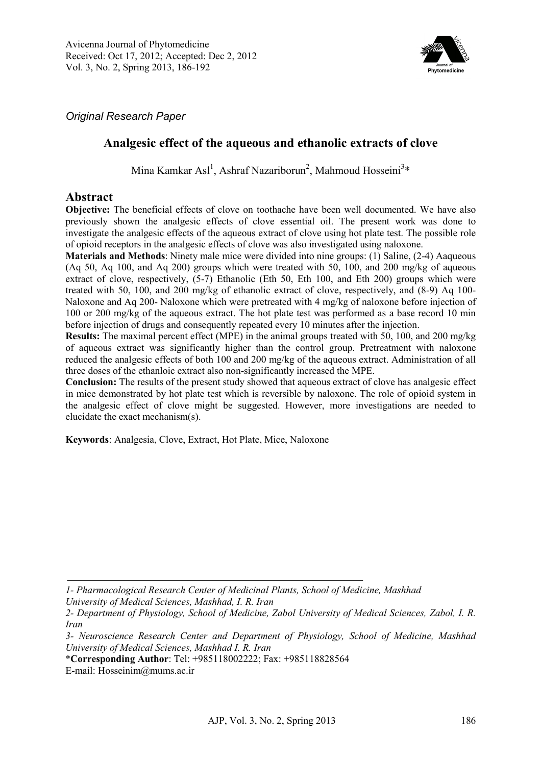Avicenna Journal of Phytomedicine
Received: Oct 17, 2012; Accepted: Dec 2, 2012
Vol. 3, No. 2, Spring 2013, 186-192

*Original Research Paper*

# Analgesic effect of the aqueous and ethanolic extracts of clove

Mina Kamkar Asl[1], Ashraf Nazariborun[2], Mahmoud Hosseini[3]*

## Abstract

**Objective:** The beneficial effects of clove on toothache have been well documented. We have also previously shown the analgesic effects of clove essential oil. The present work was done to investigate the analgesic effects of the aqueous extract of clove using hot plate test. The possible role of opioid receptors in the analgesic effects of clove was also investigated using naloxone.

**Materials and Methods**: Ninety male mice were divided into nine groups: (1) Saline, (2-4) Aaqueous (Aq 50, Aq 100, and Aq 200) groups which were treated with 50, 100, and 200 mg/kg of aqueous extract of clove, respectively, (5-7) Ethanolic (Eth 50, Eth 100, and Eth 200) groups which were treated with 50, 100, and 200 mg/kg of ethanolic extract of clove, respectively, and (8-9) Aq 100-Naloxone and Aq 200- Naloxone which were pretreated with 4 mg/kg of naloxone before injection of 100 or 200 mg/kg of the aqueous extract. The hot plate test was performed as a base record 10 min before injection of drugs and consequently repeated every 10 minutes after the injection.

**Results:** The maximal percent effect (MPE) in the animal groups treated with 50, 100, and 200 mg/kg of aqueous extract was significantly higher than the control group. Pretreatment with naloxone reduced the analgesic effects of both 100 and 200 mg/kg of the aqueous extract. Administration of all three doses of the ethanloic extract also non-significantly increased the MPE.

**Conclusion:** The results of the present study showed that aqueous extract of clove has analgesic effect in mice demonstrated by hot plate test which is reversible by naloxone. The role of opioid system in the analgesic effect of clove might be suggested. However, more investigations are needed to elucidate the exact mechanism(s).

**Keywords**: Analgesia, Clove, Extract, Hot Plate, Mice, Naloxone

---

*1- Pharmacological Research Center of Medicinal Plants, School of Medicine, Mashhad University of Medical Sciences, Mashhad, I. R. Iran*

*2- Department of Physiology, School of Medicine, Zabol University of Medical Sciences, Zabol, I. R. Iran*

*3- Neuroscience Research Center and Department of Physiology, School of Medicine, Mashhad University of Medical Sciences, Mashhad I. R. Iran*

***Corresponding Author**: Tel: +985118002222; Fax: +985118828564
E-mail: Hosseinim@mums.ac.ir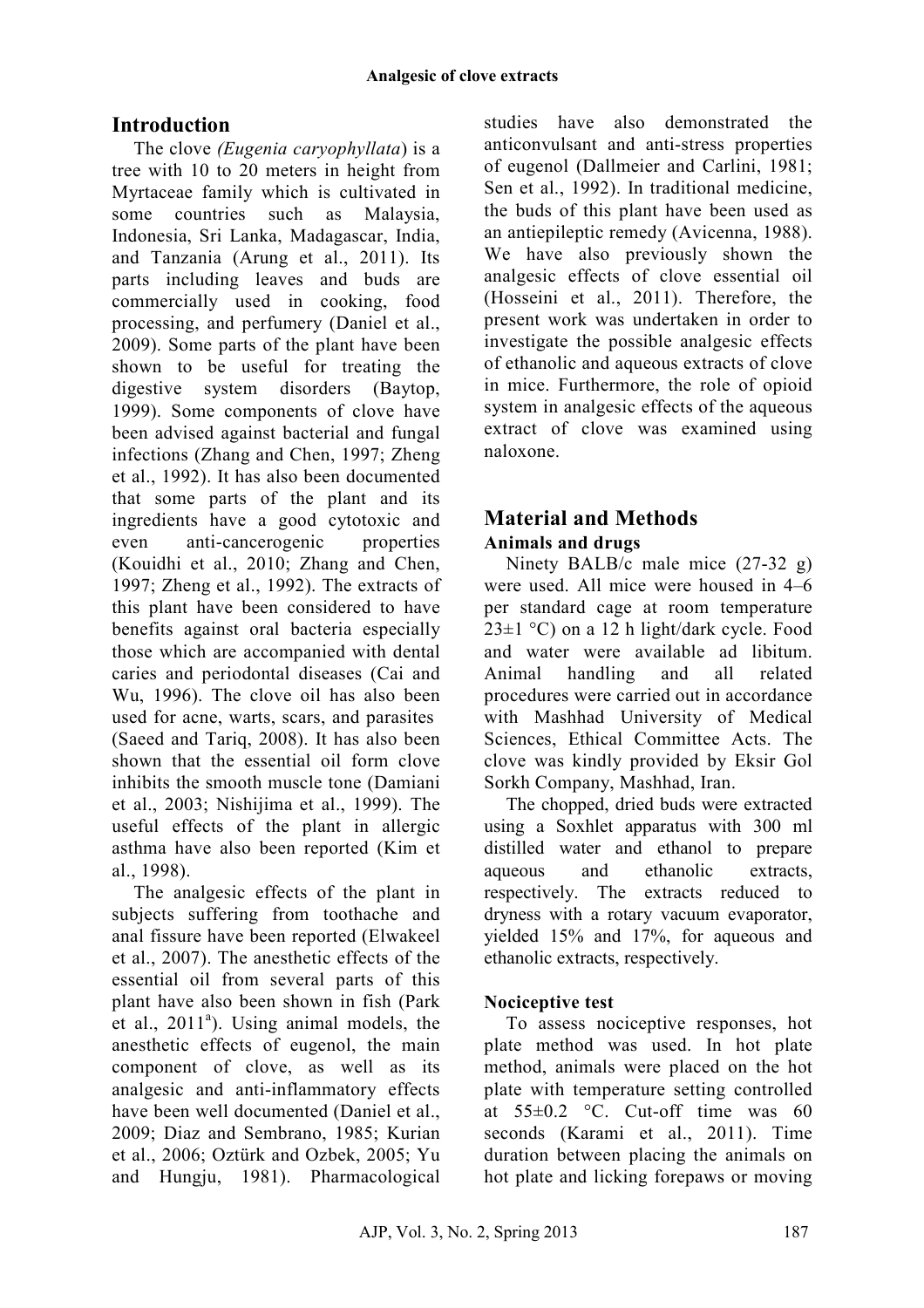## Introduction

The clove *(Eugenia caryophyllata*) is a tree with 10 to 20 meters in height from Myrtaceae family which is cultivated in some countries such as Malaysia, Indonesia, Sri Lanka, Madagascar, India, and Tanzania (Arung et al., 2011). Its parts including leaves and buds are commercially used in cooking, food processing, and perfumery (Daniel et al., 2009). Some parts of the plant have been shown to be useful for treating the digestive system disorders (Baytop, 1999). Some components of clove have been advised against bacterial and fungal infections (Zhang and Chen, 1997; Zheng et al., 1992). It has also been documented that some parts of the plant and its ingredients have a good cytotoxic and even anti-cancerogenic properties (Kouidhi et al., 2010; Zhang and Chen, 1997; Zheng et al., 1992). The extracts of this plant have been considered to have benefits against oral bacteria especially those which are accompanied with dental caries and periodontal diseases (Cai and Wu, 1996). The clove oil has also been used for acne, warts, scars, and parasites (Saeed and Tariq, 2008). It has also been shown that the essential oil form clove inhibits the smooth muscle tone (Damiani et al., 2003; Nishijima et al., 1999). The useful effects of the plant in allergic asthma have also been reported (Kim et al., 1998).

The analgesic effects of the plant in subjects suffering from toothache and anal fissure have been reported (Elwakeel et al., 2007). The anesthetic effects of the essential oil from several parts of this plant have also been shown in fish (Park et al., 2011[a]). Using animal models, the anesthetic effects of eugenol, the main component of clove, as well as its analgesic and anti-inflammatory effects have been well documented (Daniel et al., 2009; Diaz and Sembrano, 1985; Kurian et al., 2006; Oztürk and Ozbek, 2005; Yu and Hungju, 1981). Pharmacological studies have also demonstrated the anticonvulsant and anti-stress properties of eugenol (Dallmeier and Carlini, 1981; Sen et al., 1992). In traditional medicine, the buds of this plant have been used as an antiepileptic remedy (Avicenna, 1988). We have also previously shown the analgesic effects of clove essential oil (Hosseini et al., 2011). Therefore, the present work was undertaken in order to investigate the possible analgesic effects of ethanolic and aqueous extracts of clove in mice. Furthermore, the role of opioid system in analgesic effects of the aqueous extract of clove was examined using naloxone.

## Material and Methods

### Animals and drugs

Ninety BALB/c male mice (27-32 g) were used. All mice were housed in 4–6 per standard cage at room temperature 23±1 °C) on a 12 h light/dark cycle. Food and water were available ad libitum. Animal handling and all related procedures were carried out in accordance with Mashhad University of Medical Sciences, Ethical Committee Acts. The clove was kindly provided by Eksir Gol Sorkh Company, Mashhad, Iran.

The chopped, dried buds were extracted using a Soxhlet apparatus with 300 ml distilled water and ethanol to prepare aqueous and ethanolic extracts, respectively. The extracts reduced to dryness with a rotary vacuum evaporator, yielded 15% and 17%, for aqueous and ethanolic extracts, respectively.

### Nociceptive test

To assess nociceptive responses, hot plate method was used. In hot plate method, animals were placed on the hot plate with temperature setting controlled at 55±0.2 °C. Cut-off time was 60 seconds (Karami et al., 2011). Time duration between placing the animals on hot plate and licking forepaws or moving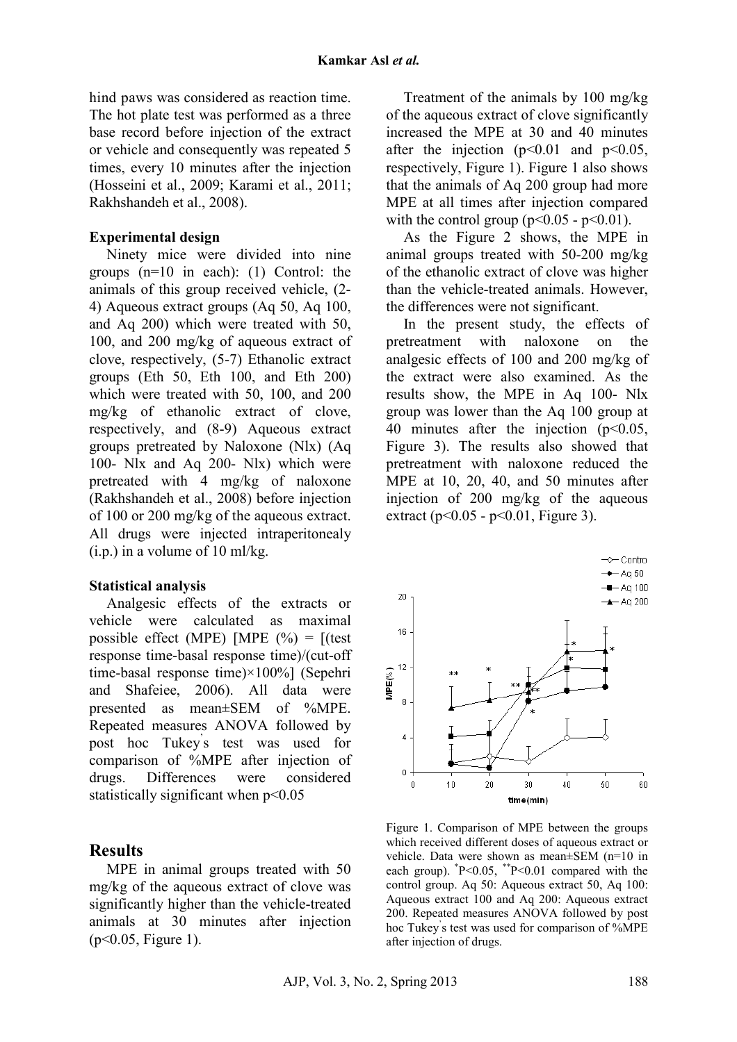hind paws was considered as reaction time. The hot plate test was performed as a three base record before injection of the extract or vehicle and consequently was repeated 5 times, every 10 minutes after the injection (Hosseini et al., 2009; Karami et al., 2011; Rakhshandeh et al., 2008).

### Experimental design

Ninety mice were divided into nine groups (n=10 in each): (1) Control: the animals of this group received vehicle, (2-4) Aqueous extract groups (Aq 50, Aq 100, and Aq 200) which were treated with 50, 100, and 200 mg/kg of aqueous extract of clove, respectively, (5-7) Ethanolic extract groups (Eth 50, Eth 100, and Eth 200) which were treated with 50, 100, and 200 mg/kg of ethanolic extract of clove, respectively, and (8-9) Aqueous extract groups pretreated by Naloxone (Nlx) (Aq 100- Nlx and Aq 200- Nlx) which were pretreated with 4 mg/kg of naloxone (Rakhshandeh et al., 2008) before injection of 100 or 200 mg/kg of the aqueous extract. All drugs were injected intraperitonealy (i.p.) in a volume of 10 ml/kg.

### Statistical analysis

Analgesic effects of the extracts or vehicle were calculated as maximal possible effect (MPE) [MPE (%) = [(test response time-basal response time)/(cut-off time-basal response time)×100%] (Sepehri and Shafeiee, 2006). All data were presented as mean±SEM of %MPE. Repeated measures ANOVA followed by post hoc Tukey's test was used for comparison of %MPE after injection of drugs. Differences were considered statistically significant when $p<0.05$

## Results

MPE in animal groups treated with 50 mg/kg of the aqueous extract of clove was significantly higher than the vehicle-treated animals at 30 minutes after injection ($p<0.05$, Figure 1).

Treatment of the animals by 100 mg/kg of the aqueous extract of clove significantly increased the MPE at 30 and 40 minutes after the injection ($p<0.01$ and $p<0.05$, respectively, Figure 1). Figure 1 also shows that the animals of Aq 200 group had more MPE at all times after injection compared with the control group ($p<0.05$ - $p<0.01$).

As the Figure 2 shows, the MPE in animal groups treated with 50-200 mg/kg of the ethanolic extract of clove was higher than the vehicle-treated animals. However, the differences were not significant.

In the present study, the effects of pretreatment with naloxone on the analgesic effects of 100 and 200 mg/kg of the extract were also examined. As the results show, the MPE in Aq 100- Nlx group was lower than the Aq 100 group at 40 minutes after the injection ($p<0.05$, Figure 3). The results also showed that pretreatment with naloxone reduced the MPE at 10, 20, 40, and 50 minutes after injection of 200 mg/kg of the aqueous extract ($p<0.05$ - $p<0.01$, Figure 3).

Figure 1. Comparison of MPE between the groups which received different doses of aqueous extract or vehicle. Data were shown as mean±SEM (n=10 in each group). *$P<0.05$, **$P<0.01$ compared with the control group. Aq 50: Aqueous extract 50, Aq 100: Aqueous extract 100 and Aq 200: Aqueous extract 200. Repeated measures ANOVA followed by post hoc Tukey's test was used for comparison of %MPE after injection of drugs.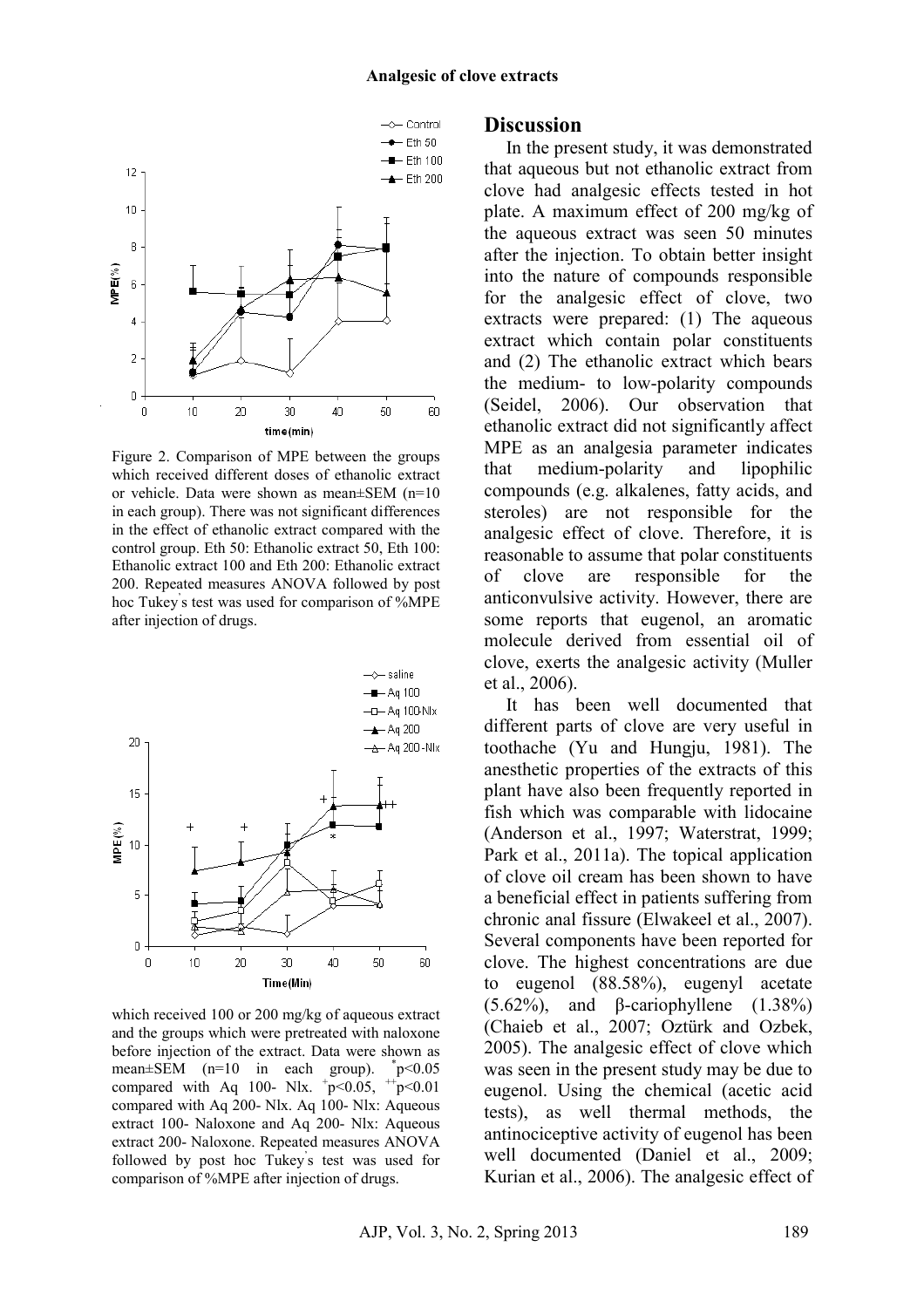Figure 2. Comparison of MPE between the groups which received different doses of ethanolic extract or vehicle. Data were shown as mean±SEM (n=10 in each group). There was not significant differences in the effect of ethanolic extract compared with the control group. Eth 50: Ethanolic extract 50, Eth 100: Ethanolic extract 100 and Eth 200: Ethanolic extract 200. Repeated measures ANOVA followed by post hoc Tukey's test was used for comparison of %MPE after injection of drugs.

which received 100 or 200 mg/kg of aqueous extract and the groups which were pretreated with naloxone before injection of the extract. Data were shown as mean±SEM (n=10 in each group). $^{*}p<0.05$ compared with Aq 100- Nlx. $^{+}p<0.05$, $^{++}p<0.01$ compared with Aq 200- Nlx. Aq 100- Nlx: Aqueous extract 100- Naloxone and Aq 200- Nlx: Aqueous extract 200- Naloxone. Repeated measures ANOVA followed by post hoc Tukey's test was used for comparison of %MPE after injection of drugs.

## Discussion

In the present study, it was demonstrated that aqueous but not ethanolic extract from clove had analgesic effects tested in hot plate. A maximum effect of 200 mg/kg of the aqueous extract was seen 50 minutes after the injection. To obtain better insight into the nature of compounds responsible for the analgesic effect of clove, two extracts were prepared: (1) The aqueous extract which contain polar constituents and (2) The ethanolic extract which bears the medium- to low-polarity compounds (Seidel, 2006). Our observation that ethanolic extract did not significantly affect MPE as an analgesia parameter indicates that medium-polarity and lipophilic compounds (e.g. alkalenes, fatty acids, and steroles) are not responsible for the analgesic effect of clove. Therefore, it is reasonable to assume that polar constituents of clove are responsible for the anticonvulsive activity. However, there are some reports that eugenol, an aromatic molecule derived from essential oil of clove, exerts the analgesic activity (Muller et al., 2006).

It has been well documented that different parts of clove are very useful in toothache (Yu and Hungju, 1981). The anesthetic properties of the extracts of this plant have also been frequently reported in fish which was comparable with lidocaine (Anderson et al., 1997; Waterstrat, 1999; Park et al., 2011a). The topical application of clove oil cream has been shown to have a beneficial effect in patients suffering from chronic anal fissure (Elwakeel et al., 2007). Several components have been reported for clove. The highest concentrations are due to eugenol (88.58%), eugenyl acetate (5.62%), and β-cariophyllene (1.38%) (Chaieb et al., 2007; Oztürk and Ozbek, 2005). The analgesic effect of clove which was seen in the present study may be due to eugenol. Using the chemical (acetic acid tests), as well thermal methods, the antinociceptive activity of eugenol has been well documented (Daniel et al., 2009; Kurian et al., 2006). The analgesic effect of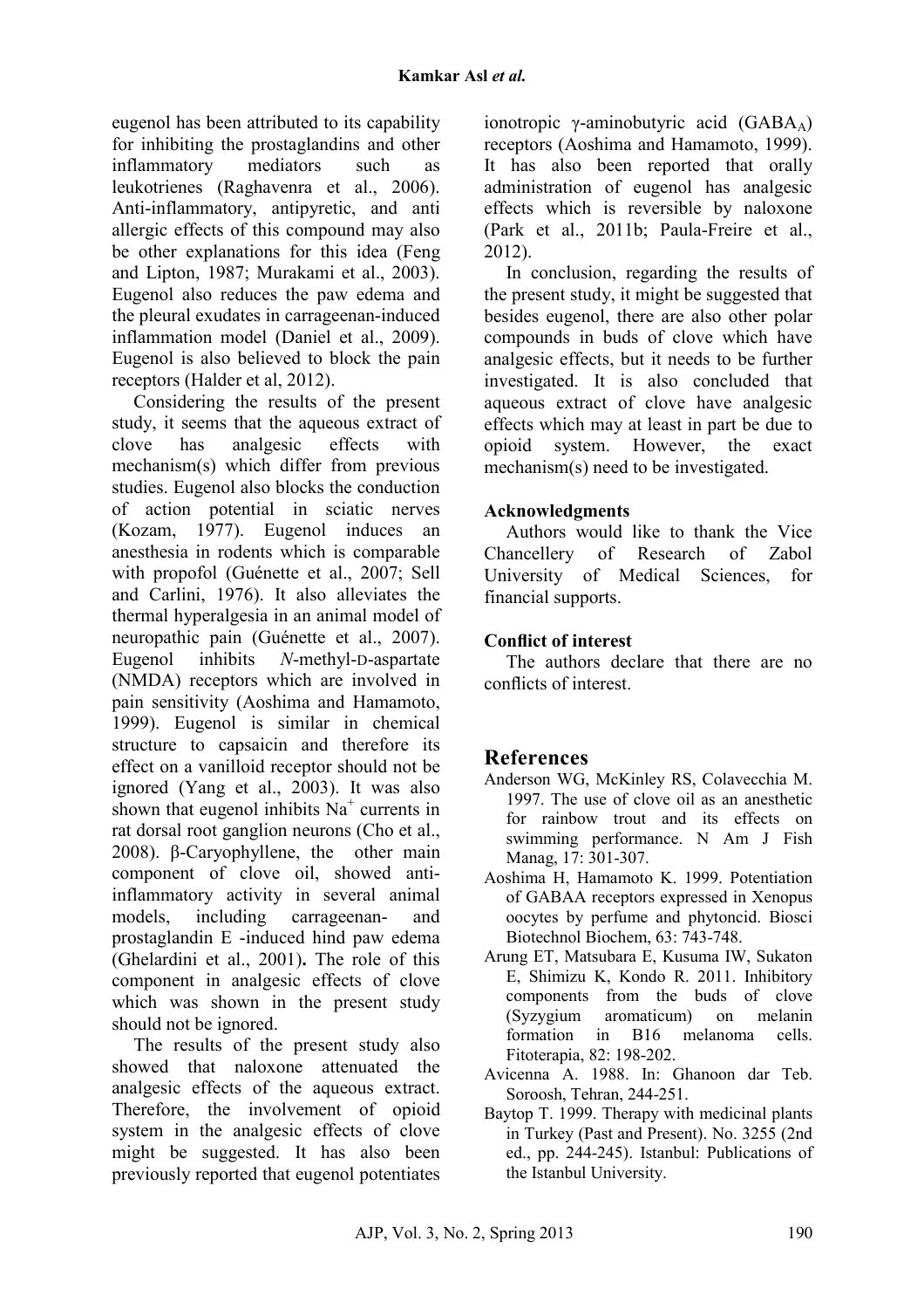eugenol has been attributed to its capability for inhibiting the prostaglandins and other inflammatory mediators such as leukotrienes (Raghavenra et al., 2006). Anti-inflammatory, antipyretic, and anti allergic effects of this compound may also be other explanations for this idea (Feng and Lipton, 1987; Murakami et al., 2003). Eugenol also reduces the paw edema and the pleural exudates in carrageenan-induced inflammation model (Daniel et al., 2009). Eugenol is also believed to block the pain receptors (Halder et al, 2012).

Considering the results of the present study, it seems that the aqueous extract of clove has analgesic effects with mechanism(s) which differ from previous studies. Eugenol also blocks the conduction of action potential in sciatic nerves (Kozam, 1977). Eugenol induces an anesthesia in rodents which is comparable with propofol (Guénette et al., 2007; Sell and Carlini, 1976). It also alleviates the thermal hyperalgesia in an animal model of neuropathic pain (Guénette et al., 2007). Eugenol inhibits *N*-methyl-D-aspartate (NMDA) receptors which are involved in pain sensitivity (Aoshima and Hamamoto, 1999). Eugenol is similar in chemical structure to capsaicin and therefore its effect on a vanilloid receptor should not be ignored (Yang et al., 2003). It was also shown that eugenol inhibits $Na^+$ currents in rat dorsal root ganglion neurons (Cho et al., 2008). β-Caryophyllene, the other main component of clove oil, showed anti-inflammatory activity in several animal models, including carrageenan- and prostaglandin E -induced hind paw edema (Ghelardini et al., 2001). The role of this component in analgesic effects of clove which was shown in the present study should not be ignored.

The results of the present study also showed that naloxone attenuated the analgesic effects of the aqueous extract. Therefore, the involvement of opioid system in the analgesic effects of clove might be suggested. It has also been previously reported that eugenol potentiates ionotropic γ-aminobutyric acid ($GABA_A$) receptors (Aoshima and Hamamoto, 1999). It has also been reported that orally administration of eugenol has analgesic effects which is reversible by naloxone (Park et al., 2011b; Paula-Freire et al., 2012).

In conclusion, regarding the results of the present study, it might be suggested that besides eugenol, there are also other polar compounds in buds of clove which have analgesic effects, but it needs to be further investigated. It is also concluded that aqueous extract of clove have analgesic effects which may at least in part be due to opioid system. However, the exact mechanism(s) need to be investigated.

### Acknowledgments

Authors would like to thank the Vice Chancellery of Research of Zabol University of Medical Sciences, for financial supports.

### Conflict of interest

The authors declare that there are no conflicts of interest.

## References

Anderson WG, McKinley RS, Colavecchia M. 1997. The use of clove oil as an anesthetic for rainbow trout and its effects on swimming performance. N Am J Fish Manag, 17: 301-307.

Aoshima H, Hamamoto K. 1999. Potentiation of GABAA receptors expressed in Xenopus oocytes by perfume and phytoncid. Biosci Biotechnol Biochem, 63: 743-748.

Arung ET, Matsubara E, Kusuma IW, Sukaton E, Shimizu K, Kondo R. 2011. Inhibitory components from the buds of clove (Syzygium aromaticum) on melanin formation in B16 melanoma cells. Fitoterapia, 82: 198-202.

Avicenna A. 1988. In: Ghanoon dar Teb. Soroosh, Tehran, 244-251.

Baytop T. 1999. Therapy with medicinal plants in Turkey (Past and Present). No. 3255 (2nd ed., pp. 244-245). Istanbul: Publications of the Istanbul University.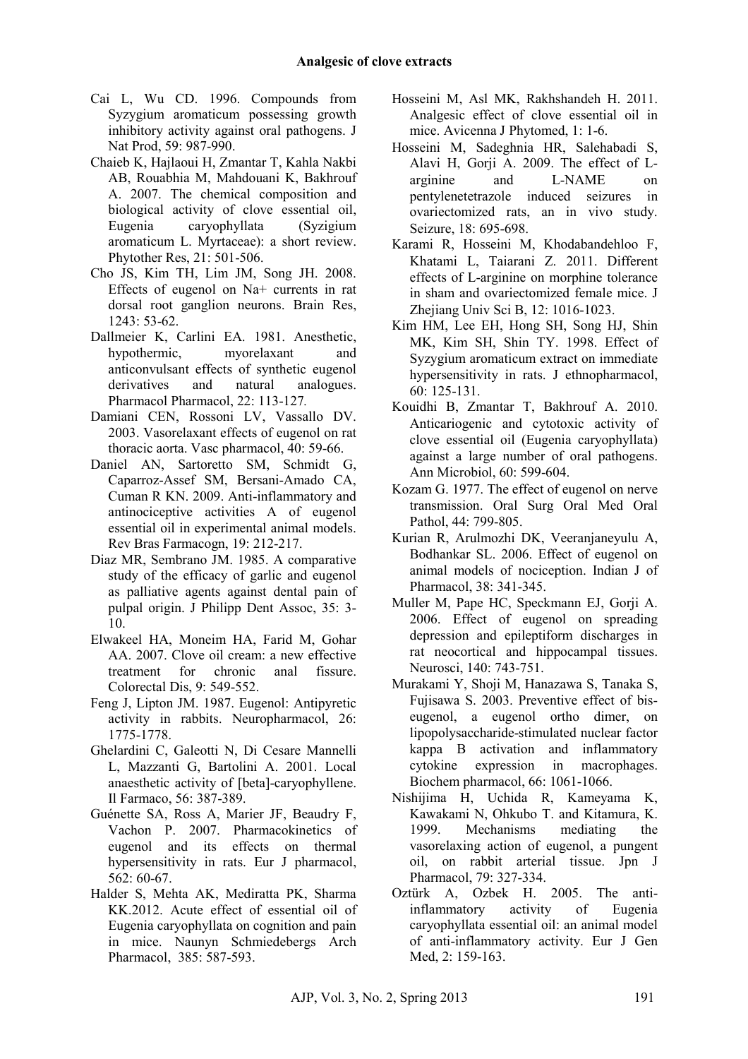Cai L, Wu CD. 1996. Compounds from Syzygium aromaticum possessing growth inhibitory activity against oral pathogens. J Nat Prod, 59: 987-990.

Chaieb K, Hajlaoui H, Zmantar T, Kahla Nakbi AB, Rouabhia M, Mahdouani K, Bakhrouf A. 2007. The chemical composition and biological activity of clove essential oil, Eugenia caryophyllata (Syzigium aromaticum L. Myrtaceae): a short review. Phytother Res, 21: 501-506.

Cho JS, Kim TH, Lim JM, Song JH. 2008. Effects of eugenol on Na+ currents in rat dorsal root ganglion neurons. Brain Res, 1243: 53-62.

Dallmeier K, Carlini EA. 1981. Anesthetic, hypothermic, myorelaxant and anticonvulsant effects of synthetic eugenol derivatives and natural analogues. Pharmacol Pharmacol, 22: 113-127.

Damiani CEN, Rossoni LV, Vassallo DV. 2003. Vasorelaxant effects of eugenol on rat thoracic aorta. Vasc pharmacol, 40: 59-66.

Daniel AN, Sartoretto SM, Schmidt G, Caparroz-Assef SM, Bersani-Amado CA, Cuman R KN. 2009. Anti-inflammatory and antinociceptive activities A of eugenol essential oil in experimental animal models. Rev Bras Farmacogn, 19: 212-217.

Diaz MR, Sembrano JM. 1985. A comparative study of the efficacy of garlic and eugenol as palliative agents against dental pain of pulpal origin. J Philipp Dent Assoc, 35: 3-10.

Elwakeel HA, Moneim HA, Farid M, Gohar AA. 2007. Clove oil cream: a new effective treatment for chronic anal fissure. Colorectal Dis, 9: 549-552.

Feng J, Lipton JM. 1987. Eugenol: Antipyretic activity in rabbits. Neuropharmacol, 26: 1775-1778.

Ghelardini C, Galeotti N, Di Cesare Mannelli L, Mazzanti G, Bartolini A. 2001. Local anaesthetic activity of [beta]-caryophyllene. Il Farmaco, 56: 387-389.

Guénette SA, Ross A, Marier JF, Beaudry F, Vachon P. 2007. Pharmacokinetics of eugenol and its effects on thermal hypersensitivity in rats. Eur J pharmacol, 562: 60-67.

Halder S, Mehta AK, Mediratta PK, Sharma KK.2012. Acute effect of essential oil of Eugenia caryophyllata on cognition and pain in mice. Naunyn Schmiedebergs Arch Pharmacol, 385: 587-593.

Hosseini M, Asl MK, Rakhshandeh H. 2011. Analgesic effect of clove essential oil in mice. Avicenna J Phytomed, 1: 1-6.

Hosseini M, Sadeghnia HR, Salehabadi S, Alavi H, Gorji A. 2009. The effect of L-arginine and L-NAME on pentylenetetrazole induced seizures in ovariectomized rats, an in vivo study. Seizure, 18: 695-698.

Karami R, Hosseini M, Khodabandehloo F, Khatami L, Taiarani Z. 2011. Different effects of L-arginine on morphine tolerance in sham and ovariectomized female mice. J Zhejiang Univ Sci B, 12: 1016-1023.

Kim HM, Lee EH, Hong SH, Song HJ, Shin MK, Kim SH, Shin TY. 1998. Effect of Syzygium aromaticum extract on immediate hypersensitivity in rats. J ethnopharmacol, 60: 125-131.

Kouidhi B, Zmantar T, Bakhrouf A. 2010. Anticariogenic and cytotoxic activity of clove essential oil (Eugenia caryophyllata) against a large number of oral pathogens. Ann Microbiol, 60: 599-604.

Kozam G. 1977. The effect of eugenol on nerve transmission. Oral Surg Oral Med Oral Pathol, 44: 799-805.

Kurian R, Arulmozhi DK, Veeranjaneyulu A, Bodhankar SL. 2006. Effect of eugenol on animal models of nociception. Indian J of Pharmacol, 38: 341-345.

Muller M, Pape HC, Speckmann EJ, Gorji A. 2006. Effect of eugenol on spreading depression and epileptiform discharges in rat neocortical and hippocampal tissues. Neurosci, 140: 743-751.

Murakami Y, Shoji M, Hanazawa S, Tanaka S, Fujisawa S. 2003. Preventive effect of bis-eugenol, a eugenol ortho dimer, on lipopolysaccharide-stimulated nuclear factor kappa B activation and inflammatory cytokine expression in macrophages. Biochem pharmacol, 66: 1061-1066.

Nishijima H, Uchida R, Kameyama K, Kawakami N, Ohkubo T. and Kitamura, K. 1999. Mechanisms mediating the vasorelaxing action of eugenol, a pungent oil, on rabbit arterial tissue. Jpn J Pharmacol, 79: 327-334.

Oztürk A, Ozbek H. 2005. The anti-inflammatory activity of Eugenia caryophyllata essential oil: an animal model of anti-inflammatory activity. Eur J Gen Med, 2: 159-163.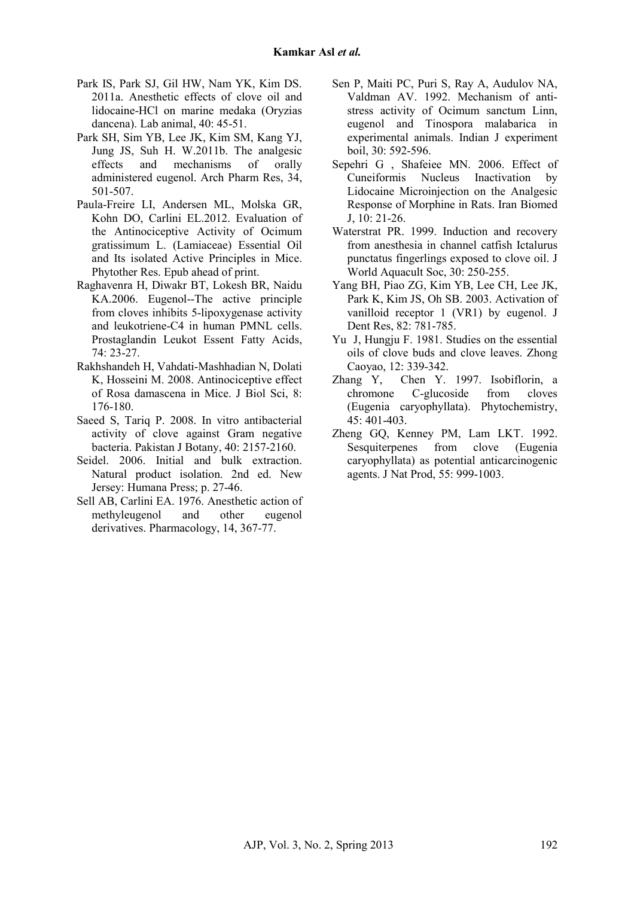Park IS, Park SJ, Gil HW, Nam YK, Kim DS. 2011a. Anesthetic effects of clove oil and lidocaine-HCl on marine medaka (Oryzias dancena). Lab animal, 40: 45-51.

Park SH, Sim YB, Lee JK, Kim SM, Kang YJ, Jung JS, Suh H. W.2011b. The analgesic effects and mechanisms of orally administered eugenol. Arch Pharm Res, 34, 501-507.

Paula-Freire LI, Andersen ML, Molska GR, Kohn DO, Carlini EL.2012. Evaluation of the Antinociceptive Activity of Ocimum gratissimum L. (Lamiaceae) Essential Oil and Its isolated Active Principles in Mice. Phytother Res. Epub ahead of print.

Raghavenra H, Diwakr BT, Lokesh BR, Naidu KA.2006. Eugenol--The active principle from cloves inhibits 5-lipoxygenase activity and leukotriene-C4 in human PMNL cells. Prostaglandin Leukot Essent Fatty Acids, 74: 23-27.

Rakhshandeh H, Vahdati-Mashhadian N, Dolati K, Hosseini M. 2008. Antinociceptive effect of Rosa damascena in Mice. J Biol Sci, 8: 176-180.

Saeed S, Tariq P. 2008. In vitro antibacterial activity of clove against Gram negative bacteria. Pakistan J Botany, 40: 2157-2160.

Seidel. 2006. Initial and bulk extraction. Natural product isolation. 2nd ed. New Jersey: Humana Press; p. 27-46.

Sell AB, Carlini EA. 1976. Anesthetic action of methyleugenol and other eugenol derivatives. Pharmacology, 14, 367-77.

Sen P, Maiti PC, Puri S, Ray A, Audulov NA, Valdman AV. 1992. Mechanism of anti-stress activity of Ocimum sanctum Linn, eugenol and Tinospora malabarica in experimental animals. Indian J experiment boil, 30: 592-596.

Sepehri G , Shafeiee MN. 2006. Effect of Cuneiformis Nucleus Inactivation by Lidocaine Microinjection on the Analgesic Response of Morphine in Rats. Iran Biomed J, 10: 21-26.

Waterstrat PR. 1999. Induction and recovery from anesthesia in channel catfish Ictalurus punctatus fingerlings exposed to clove oil. J World Aquacult Soc, 30: 250-255.

Yang BH, Piao ZG, Kim YB, Lee CH, Lee JK, Park K, Kim JS, Oh SB. 2003. Activation of vanilloid receptor 1 (VR1) by eugenol. J Dent Res, 82: 781-785.

Yu J, Hungju F. 1981. Studies on the essential oils of clove buds and clove leaves. Zhong Caoyao, 12: 339-342.

Zhang Y, Chen Y. 1997. Isobiflorin, a chromone C-glucoside from cloves (Eugenia caryophyllata). Phytochemistry, 45: 401-403.

Zheng GQ, Kenney PM, Lam LKT. 1992. Sesquiterpenes from clove (Eugenia caryophyllata) as potential anticarcinogenic agents. J Nat Prod, 55: 999-1003.